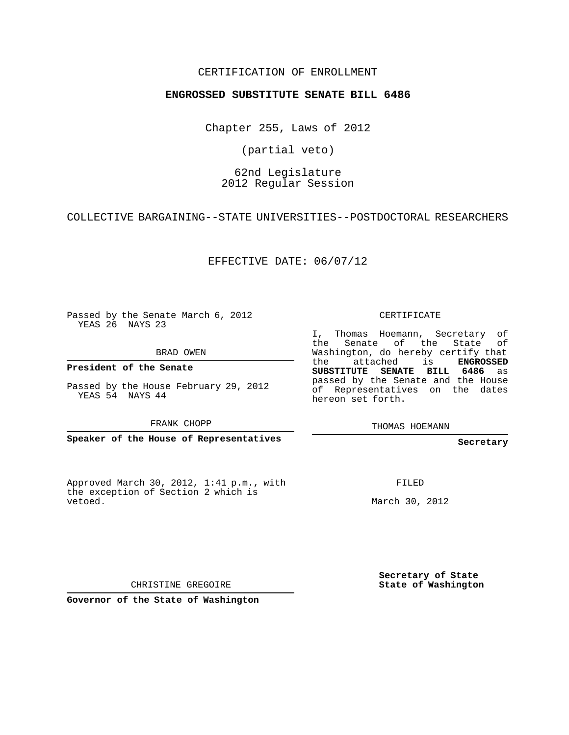CERTIFICATION OF ENROLLMENT

**ENGROSSED SUBSTITUTE SENATE BILL 6486**

Chapter 255, Laws of 2012

(partial veto)

62nd Legislature
2012 Regular Session

COLLECTIVE BARGAINING--STATE UNIVERSITIES--POSTDOCTORAL RESEARCHERS

EFFECTIVE DATE: 06/07/12

Passed by the Senate March 6, 2012
YEAS 26 NAYS 23

BRAD OWEN

**President of the Senate**

Passed by the House February 29, 2012
YEAS 54 NAYS 44

FRANK CHOPP

**Speaker of the House of Representatives**

CERTIFICATE

I, Thomas Hoemann, Secretary of the Senate of the State of Washington, do hereby certify that the attached is **ENGROSSED SUBSTITUTE SENATE BILL 6486** as passed by the Senate and the House of Representatives on the dates hereon set forth.

THOMAS HOEMANN

**Secretary**

Approved March 30, 2012, 1:41 p.m., with the exception of Section 2 which is vetoed.

FILED

March 30, 2012

CHRISTINE GREGOIRE

**Governor of the State of Washington**

**Secretary of State**
**State of Washington**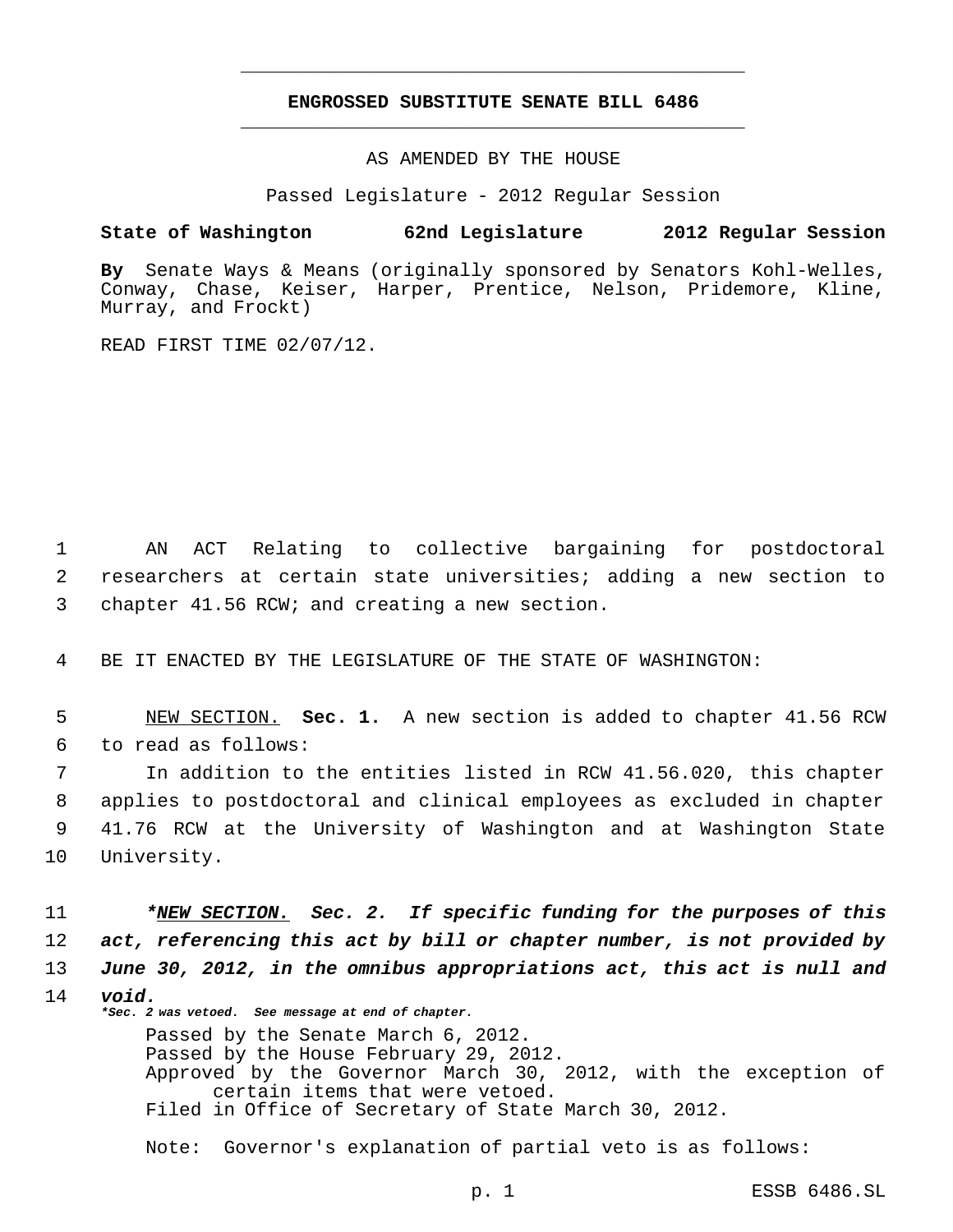**ENGROSSED SUBSTITUTE SENATE BILL 6486**

AS AMENDED BY THE HOUSE

Passed Legislature - 2012 Regular Session

**State of Washington 62nd Legislature 2012 Regular Session**

**By** Senate Ways & Means (originally sponsored by Senators Kohl-Welles, Conway, Chase, Keiser, Harper, Prentice, Nelson, Pridemore, Kline, Murray, and Frockt)

READ FIRST TIME 02/07/12.

AN ACT Relating to collective bargaining for postdoctoral researchers at certain state universities; adding a new section to chapter 41.56 RCW; and creating a new section.

BE IT ENACTED BY THE LEGISLATURE OF THE STATE OF WASHINGTON:

<u>NEW SECTION.</u> **Sec. 1.** A new section is added to chapter 41.56 RCW to read as follows:

In addition to the entities listed in RCW 41.56.020, this chapter applies to postdoctoral and clinical employees as excluded in chapter 41.76 RCW at the University of Washington and at Washington State University.

***<u>NEW SECTION.</u> Sec. 2. If specific funding for the purposes of this act, referencing this act by bill or chapter number, is not provided by June 30, 2012, in the omnibus appropriations act, this act is null and void.***

***\*Sec. 2 was vetoed. See message at end of chapter.***

Passed by the Senate March 6, 2012.
Passed by the House February 29, 2012.
Approved by the Governor March 30, 2012, with the exception of certain items that were vetoed.
Filed in Office of Secretary of State March 30, 2012.

Note: Governor's explanation of partial veto is as follows: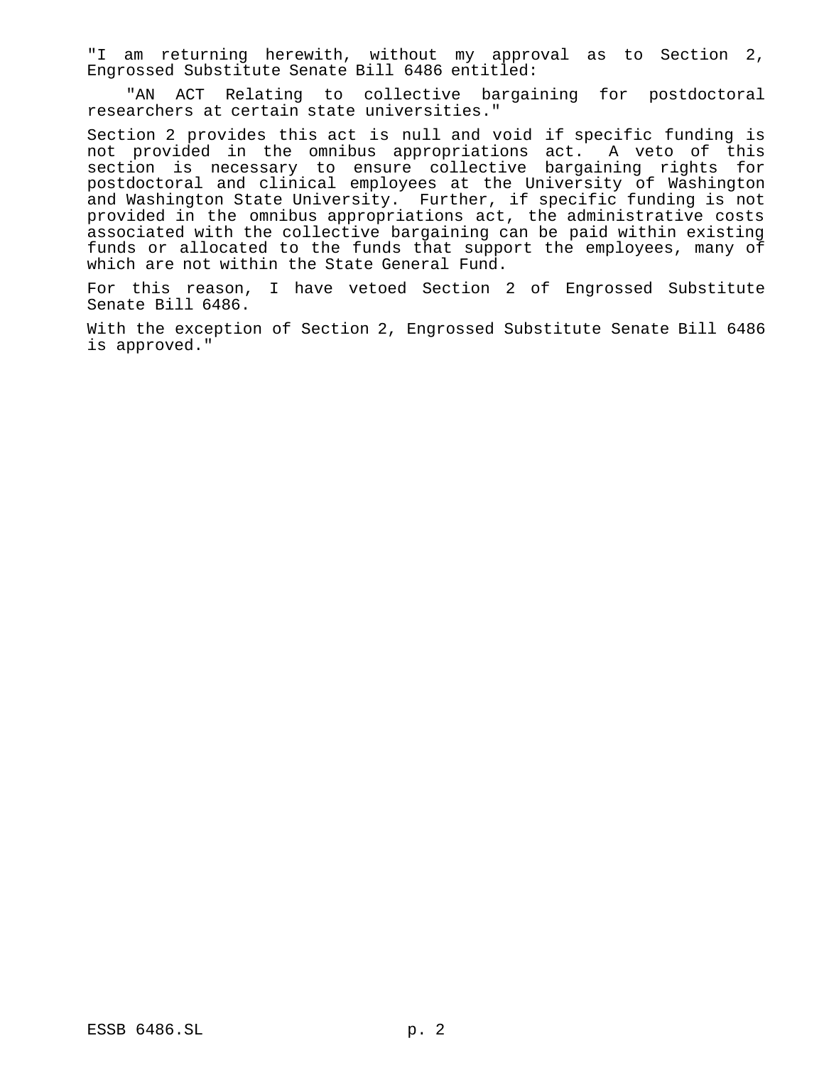"I am returning herewith, without my approval as to Section 2, Engrossed Substitute Senate Bill 6486 entitled:

"AN ACT Relating to collective bargaining for postdoctoral researchers at certain state universities."

Section 2 provides this act is null and void if specific funding is not provided in the omnibus appropriations act. A veto of this section is necessary to ensure collective bargaining rights for postdoctoral and clinical employees at the University of Washington and Washington State University. Further, if specific funding is not provided in the omnibus appropriations act, the administrative costs associated with the collective bargaining can be paid within existing funds or allocated to the funds that support the employees, many of which are not within the State General Fund.

For this reason, I have vetoed Section 2 of Engrossed Substitute Senate Bill 6486.

With the exception of Section 2, Engrossed Substitute Senate Bill 6486 is approved."